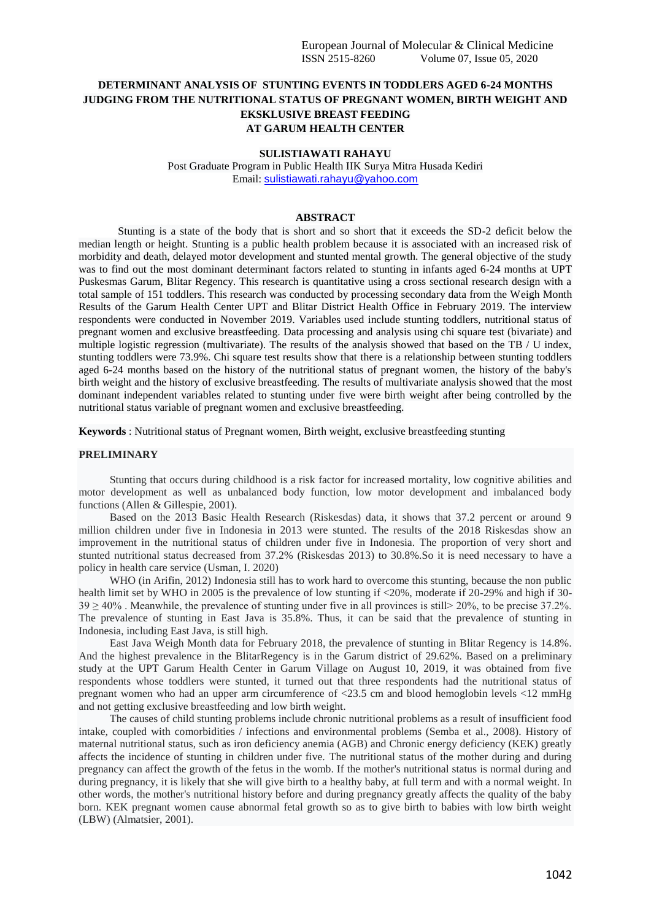# DETERMINANT ANALYSIS OF STUNTING EVENTS IN TODDLERS AGED 6-24 MONTHS JUDGING FROM THE NUTRITIONAL STATUS OF PREGNANT WOMEN, BIRTH WEIGHT AND EKSKLUSIVE BREAST FEEDING AT GARUM HEALTH CENTER

**SULISTIAWATI RAHAYU**

Post Graduate Program in Public Health IIK Surya Mitra Husada Kediri
Email: sulistiawati.rahayu@yahoo.com

## ABSTRACT

Stunting is a state of the body that is short and so short that it exceeds the SD-2 deficit below the median length or height. Stunting is a public health problem because it is associated with an increased risk of morbidity and death, delayed motor development and stunted mental growth. The general objective of the study was to find out the most dominant determinant factors related to stunting in infants aged 6-24 months at UPT Puskesmas Garum, Blitar Regency. This research is quantitative using a cross sectional research design with a total sample of 151 toddlers. This research was conducted by processing secondary data from the Weigh Month Results of the Garum Health Center UPT and Blitar District Health Office in February 2019. The interview respondents were conducted in November 2019. Variables used include stunting toddlers, nutritional status of pregnant women and exclusive breastfeeding. Data processing and analysis using chi square test (bivariate) and multiple logistic regression (multivariate). The results of the analysis showed that based on the TB / U index, stunting toddlers were 73.9%. Chi square test results show that there is a relationship between stunting toddlers aged 6-24 months based on the history of the nutritional status of pregnant women, the history of the baby's birth weight and the history of exclusive breastfeeding. The results of multivariate analysis showed that the most dominant independent variables related to stunting under five were birth weight after being controlled by the nutritional status variable of pregnant women and exclusive breastfeeding.

**Keywords** : Nutritional status of Pregnant women, Birth weight, exclusive breastfeeding stunting

## PRELIMINARY

Stunting that occurs during childhood is a risk factor for increased mortality, low cognitive abilities and motor development as well as unbalanced body function, low motor development and imbalanced body functions (Allen & Gillespie, 2001).

Based on the 2013 Basic Health Research (Riskesdas) data, it shows that 37.2 percent or around 9 million children under five in Indonesia in 2013 were stunted. The results of the 2018 Riskesdas show an improvement in the nutritional status of children under five in Indonesia. The proportion of very short and stunted nutritional status decreased from 37.2% (Riskesdas 2013) to 30.8%.So it is need necessary to have a policy in health care service (Usman, I. 2020)

WHO (in Arifin, 2012) Indonesia still has to work hard to overcome this stunting, because the non public health limit set by WHO in 2005 is the prevalence of low stunting if <20%, moderate if 20-29% and high if 30-39 ≥ 40% . Meanwhile, the prevalence of stunting under five in all provinces is still> 20%, to be precise 37.2%. The prevalence of stunting in East Java is 35.8%. Thus, it can be said that the prevalence of stunting in Indonesia, including East Java, is still high.

East Java Weigh Month data for February 2018, the prevalence of stunting in Blitar Regency is 14.8%. And the highest prevalence in the BlitarRegency is in the Garum district of 29.62%. Based on a preliminary study at the UPT Garum Health Center in Garum Village on August 10, 2019, it was obtained from five respondents whose toddlers were stunted, it turned out that three respondents had the nutritional status of pregnant women who had an upper arm circumference of <23.5 cm and blood hemoglobin levels <12 mmHg and not getting exclusive breastfeeding and low birth weight.

The causes of child stunting problems include chronic nutritional problems as a result of insufficient food intake, coupled with comorbidities / infections and environmental problems (Semba et al., 2008). History of maternal nutritional status, such as iron deficiency anemia (AGB) and Chronic energy deficiency (KEK) greatly affects the incidence of stunting in children under five. The nutritional status of the mother during and during pregnancy can affect the growth of the fetus in the womb. If the mother's nutritional status is normal during and during pregnancy, it is likely that she will give birth to a healthy baby, at full term and with a normal weight. In other words, the mother's nutritional history before and during pregnancy greatly affects the quality of the baby born. KEK pregnant women cause abnormal fetal growth so as to give birth to babies with low birth weight (LBW) (Almatsier, 2001).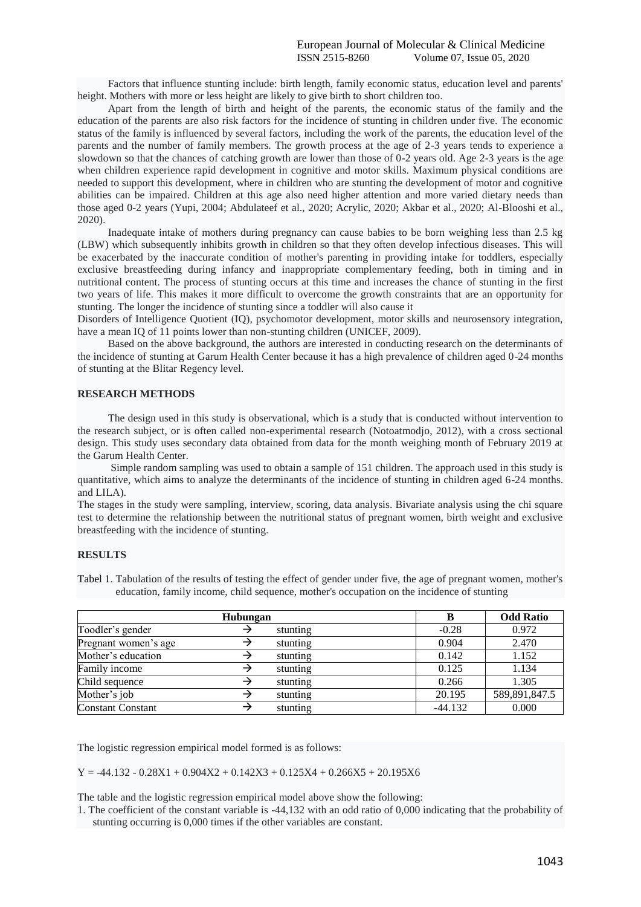Factors that influence stunting include: birth length, family economic status, education level and parents' height. Mothers with more or less height are likely to give birth to short children too.

Apart from the length of birth and height of the parents, the economic status of the family and the education of the parents are also risk factors for the incidence of stunting in children under five. The economic status of the family is influenced by several factors, including the work of the parents, the education level of the parents and the number of family members. The growth process at the age of 2-3 years tends to experience a slowdown so that the chances of catching growth are lower than those of 0-2 years old. Age 2-3 years is the age when children experience rapid development in cognitive and motor skills. Maximum physical conditions are needed to support this development, where in children who are stunting the development of motor and cognitive abilities can be impaired. Children at this age also need higher attention and more varied dietary needs than those aged 0-2 years (Yupi, 2004; Abdulateef et al., 2020; Acrylic, 2020; Akbar et al., 2020; Al-Blooshi et al., 2020).

Inadequate intake of mothers during pregnancy can cause babies to be born weighing less than 2.5 kg (LBW) which subsequently inhibits growth in children so that they often develop infectious diseases. This will be exacerbated by the inaccurate condition of mother's parenting in providing intake for toddlers, especially exclusive breastfeeding during infancy and inappropriate complementary feeding, both in timing and in nutritional content. The process of stunting occurs at this time and increases the chance of stunting in the first two years of life. This makes it more difficult to overcome the growth constraints that are an opportunity for stunting. The longer the incidence of stunting since a toddler will also cause it

Disorders of Intelligence Quotient (IQ), psychomotor development, motor skills and neurosensory integration, have a mean IQ of 11 points lower than non-stunting children (UNICEF, 2009).

Based on the above background, the authors are interested in conducting research on the determinants of the incidence of stunting at Garum Health Center because it has a high prevalence of children aged 0-24 months of stunting at the Blitar Regency level.

## RESEARCH METHODS

The design used in this study is observational, which is a study that is conducted without intervention to the research subject, or is often called non-experimental research (Notoatmodjo, 2012), with a cross sectional design. This study uses secondary data obtained from data for the month weighing month of February 2019 at the Garum Health Center.

Simple random sampling was used to obtain a sample of 151 children. The approach used in this study is quantitative, which aims to analyze the determinants of the incidence of stunting in children aged 6-24 months. and LILA).

The stages in the study were sampling, interview, scoring, data analysis. Bivariate analysis using the chi square test to determine the relationship between the nutritional status of pregnant women, birth weight and exclusive breastfeeding with the incidence of stunting.

## RESULTS

Tabel 1. Tabulation of the results of testing the effect of gender under five, the age of pregnant women, mother's education, family income, child sequence, mother's occupation on the incidence of stunting

| Hubungan | | | B | Odd Ratio |
|---|---|---|---|---|
| Toodler's gender | → | stunting | -0.28 | 0.972 |
| Pregnant women's age | → | stunting | 0.904 | 2.470 |
| Mother's education | → | stunting | 0.142 | 1.152 |
| Family income | → | stunting | 0.125 | 1.134 |
| Child sequence | → | stunting | 0.266 | 1.305 |
| Mother's job | → | stunting | 20.195 | 589,891,847.5 |
| Constant Constant | → | stunting | -44.132 | 0.000 |

The logistic regression empirical model formed is as follows:

$$Y = -44.132 - 0.28X1 + 0.904X2 + 0.142X3 + 0.125X4 + 0.266X5 + 20.195X6$$

The table and the logistic regression empirical model above show the following:

1. The coefficient of the constant variable is -44,132 with an odd ratio of 0,000 indicating that the probability of stunting occurring is 0,000 times if the other variables are constant.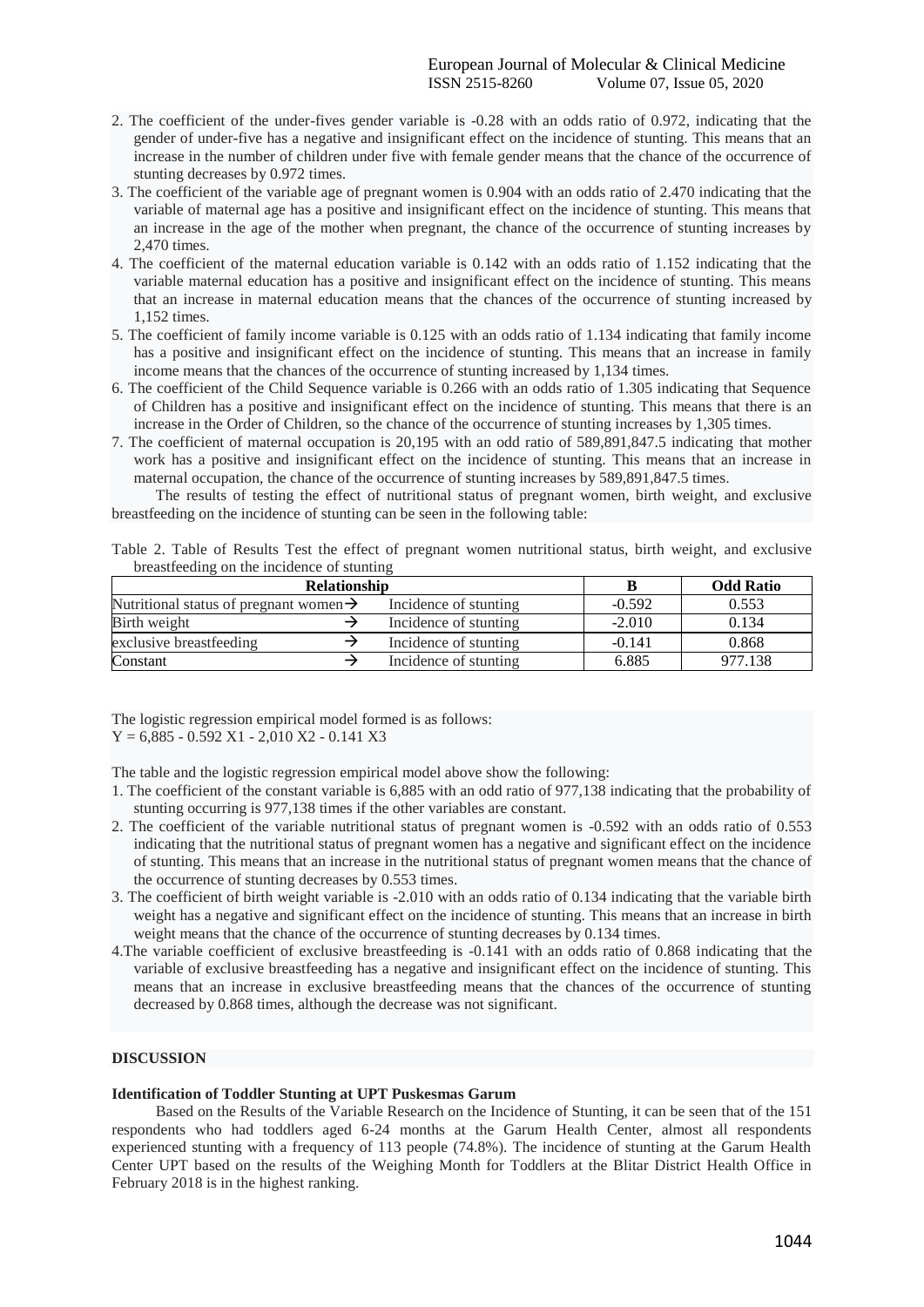2. The coefficient of the under-fives gender variable is -0.28 with an odds ratio of 0.972, indicating that the gender of under-five has a negative and insignificant effect on the incidence of stunting. This means that an increase in the number of children under five with female gender means that the chance of the occurrence of stunting decreases by 0.972 times.
3. The coefficient of the variable age of pregnant women is 0.904 with an odds ratio of 2.470 indicating that the variable of maternal age has a positive and insignificant effect on the incidence of stunting. This means that an increase in the age of the mother when pregnant, the chance of the occurrence of stunting increases by 2,470 times.
4. The coefficient of the maternal education variable is 0.142 with an odds ratio of 1.152 indicating that the variable maternal education has a positive and insignificant effect on the incidence of stunting. This means that an increase in maternal education means that the chances of the occurrence of stunting increased by 1,152 times.
5. The coefficient of family income variable is 0.125 with an odds ratio of 1.134 indicating that family income has a positive and insignificant effect on the incidence of stunting. This means that an increase in family income means that the chances of the occurrence of stunting increased by 1,134 times.
6. The coefficient of the Child Sequence variable is 0.266 with an odds ratio of 1.305 indicating that Sequence of Children has a positive and insignificant effect on the incidence of stunting. This means that there is an increase in the Order of Children, so the chance of the occurrence of stunting increases by 1,305 times.
7. The coefficient of maternal occupation is 20,195 with an odd ratio of 589,891,847.5 indicating that mother work has a positive and insignificant effect on the incidence of stunting. This means that an increase in maternal occupation, the chance of the occurrence of stunting increases by 589,891,847.5 times.

The results of testing the effect of nutritional status of pregnant women, birth weight, and exclusive breastfeeding on the incidence of stunting can be seen in the following table:

Table 2. Table of Results Test the effect of pregnant women nutritional status, birth weight, and exclusive breastfeeding on the incidence of stunting

| Relationship | | | B | Odd Ratio |
|---|---|---|---|---|
| Nutritional status of pregnant women | → | Incidence of stunting | -0.592 | 0.553 |
| Birth weight | → | Incidence of stunting | -2.010 | 0.134 |
| exclusive breastfeeding | → | Incidence of stunting | -0.141 | 0.868 |
| Constant | → | Incidence of stunting | 6.885 | 977.138 |

The logistic regression empirical model formed is as follows:
$Y = 6{,}885 - 0.592\ X1 - 2{,}010\ X2 - 0.141\ X3$

The table and the logistic regression empirical model above show the following:

1. The coefficient of the constant variable is 6,885 with an odd ratio of 977,138 indicating that the probability of stunting occurring is 977,138 times if the other variables are constant.
2. The coefficient of the variable nutritional status of pregnant women is -0.592 with an odds ratio of 0.553 indicating that the nutritional status of pregnant women has a negative and significant effect on the incidence of stunting. This means that an increase in the nutritional status of pregnant women means that the chance of the occurrence of stunting decreases by 0.553 times.
3. The coefficient of birth weight variable is -2.010 with an odds ratio of 0.134 indicating that the variable birth weight has a negative and significant effect on the incidence of stunting. This means that an increase in birth weight means that the chance of the occurrence of stunting decreases by 0.134 times.
4. The variable coefficient of exclusive breastfeeding is -0.141 with an odds ratio of 0.868 indicating that the variable of exclusive breastfeeding has a negative and insignificant effect on the incidence of stunting. This means that an increase in exclusive breastfeeding means that the chances of the occurrence of stunting decreased by 0.868 times, although the decrease was not significant.

## DISCUSSION

### Identification of Toddler Stunting at UPT Puskesmas Garum

Based on the Results of the Variable Research on the Incidence of Stunting, it can be seen that of the 151 respondents who had toddlers aged 6-24 months at the Garum Health Center, almost all respondents experienced stunting with a frequency of 113 people (74.8%). The incidence of stunting at the Garum Health Center UPT based on the results of the Weighing Month for Toddlers at the Blitar District Health Office in February 2018 is in the highest ranking.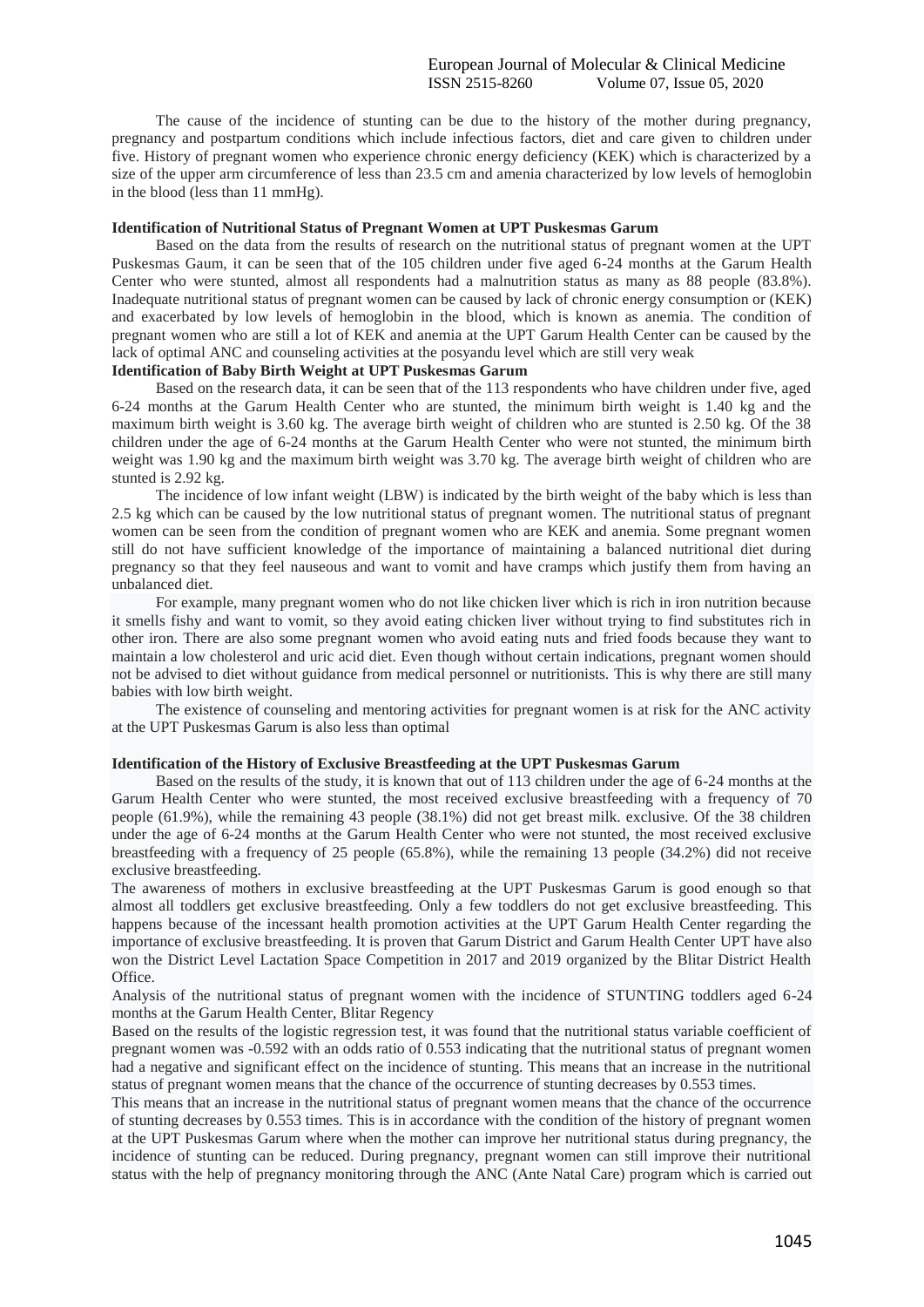The cause of the incidence of stunting can be due to the history of the mother during pregnancy, pregnancy and postpartum conditions which include infectious factors, diet and care given to children under five. History of pregnant women who experience chronic energy deficiency (KEK) which is characterized by a size of the upper arm circumference of less than 23.5 cm and amenia characterized by low levels of hemoglobin in the blood (less than 11 mmHg).

**Identification of Nutritional Status of Pregnant Women at UPT Puskesmas Garum**

Based on the data from the results of research on the nutritional status of pregnant women at the UPT Puskesmas Gaum, it can be seen that of the 105 children under five aged 6-24 months at the Garum Health Center who were stunted, almost all respondents had a malnutrition status as many as 88 people (83.8%). Inadequate nutritional status of pregnant women can be caused by lack of chronic energy consumption or (KEK) and exacerbated by low levels of hemoglobin in the blood, which is known as anemia. The condition of pregnant women who are still a lot of KEK and anemia at the UPT Garum Health Center can be caused by the lack of optimal ANC and counseling activities at the posyandu level which are still very weak

**Identification of Baby Birth Weight at UPT Puskesmas Garum**

Based on the research data, it can be seen that of the 113 respondents who have children under five, aged 6-24 months at the Garum Health Center who are stunted, the minimum birth weight is 1.40 kg and the maximum birth weight is 3.60 kg. The average birth weight of children who are stunted is 2.50 kg. Of the 38 children under the age of 6-24 months at the Garum Health Center who were not stunted, the minimum birth weight was 1.90 kg and the maximum birth weight was 3.70 kg. The average birth weight of children who are stunted is 2.92 kg.

The incidence of low infant weight (LBW) is indicated by the birth weight of the baby which is less than 2.5 kg which can be caused by the low nutritional status of pregnant women. The nutritional status of pregnant women can be seen from the condition of pregnant women who are KEK and anemia. Some pregnant women still do not have sufficient knowledge of the importance of maintaining a balanced nutritional diet during pregnancy so that they feel nauseous and want to vomit and have cramps which justify them from having an unbalanced diet.

For example, many pregnant women who do not like chicken liver which is rich in iron nutrition because it smells fishy and want to vomit, so they avoid eating chicken liver without trying to find substitutes rich in other iron. There are also some pregnant women who avoid eating nuts and fried foods because they want to maintain a low cholesterol and uric acid diet. Even though without certain indications, pregnant women should not be advised to diet without guidance from medical personnel or nutritionists. This is why there are still many babies with low birth weight.

The existence of counseling and mentoring activities for pregnant women is at risk for the ANC activity at the UPT Puskesmas Garum is also less than optimal

**Identification of the History of Exclusive Breastfeeding at the UPT Puskesmas Garum**

Based on the results of the study, it is known that out of 113 children under the age of 6-24 months at the Garum Health Center who were stunted, the most received exclusive breastfeeding with a frequency of 70 people (61.9%), while the remaining 43 people (38.1%) did not get breast milk. exclusive. Of the 38 children under the age of 6-24 months at the Garum Health Center who were not stunted, the most received exclusive breastfeeding with a frequency of 25 people (65.8%), while the remaining 13 people (34.2%) did not receive exclusive breastfeeding.

The awareness of mothers in exclusive breastfeeding at the UPT Puskesmas Garum is good enough so that almost all toddlers get exclusive breastfeeding. Only a few toddlers do not get exclusive breastfeeding. This happens because of the incessant health promotion activities at the UPT Garum Health Center regarding the importance of exclusive breastfeeding. It is proven that Garum District and Garum Health Center UPT have also won the District Level Lactation Space Competition in 2017 and 2019 organized by the Blitar District Health Office.

Analysis of the nutritional status of pregnant women with the incidence of STUNTING toddlers aged 6-24 months at the Garum Health Center, Blitar Regency

Based on the results of the logistic regression test, it was found that the nutritional status variable coefficient of pregnant women was -0.592 with an odds ratio of 0.553 indicating that the nutritional status of pregnant women had a negative and significant effect on the incidence of stunting. This means that an increase in the nutritional status of pregnant women means that the chance of the occurrence of stunting decreases by 0.553 times.

This means that an increase in the nutritional status of pregnant women means that the chance of the occurrence of stunting decreases by 0.553 times. This is in accordance with the condition of the history of pregnant women at the UPT Puskesmas Garum where when the mother can improve her nutritional status during pregnancy, the incidence of stunting can be reduced. During pregnancy, pregnant women can still improve their nutritional status with the help of pregnancy monitoring through the ANC (Ante Natal Care) program which is carried out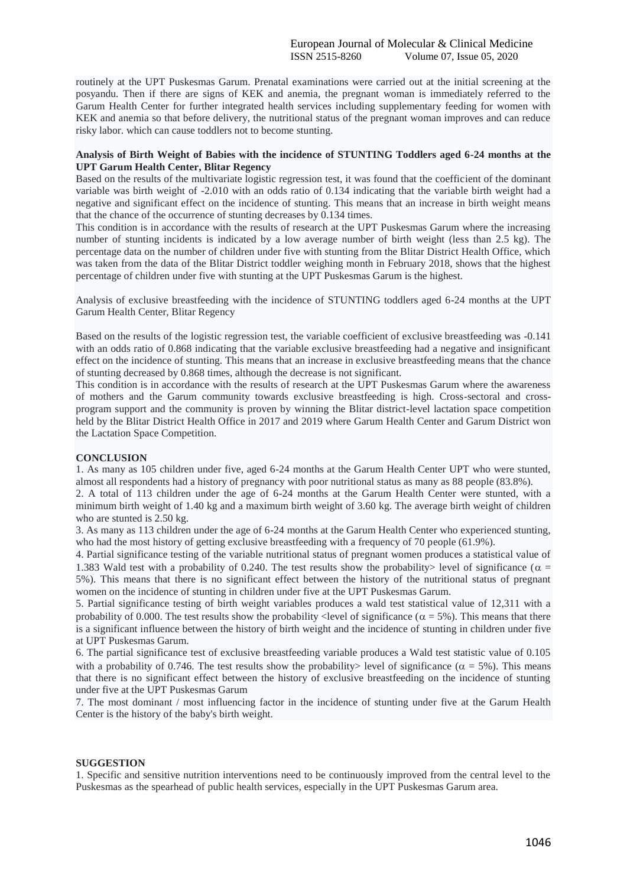routinely at the UPT Puskesmas Garum. Prenatal examinations were carried out at the initial screening at the posyandu. Then if there are signs of KEK and anemia, the pregnant woman is immediately referred to the Garum Health Center for further integrated health services including supplementary feeding for women with KEK and anemia so that before delivery, the nutritional status of the pregnant woman improves and can reduce risky labor. which can cause toddlers not to become stunting.

**Analysis of Birth Weight of Babies with the incidence of STUNTING Toddlers aged 6-24 months at the UPT Garum Health Center, Blitar Regency**

Based on the results of the multivariate logistic regression test, it was found that the coefficient of the dominant variable was birth weight of -2.010 with an odds ratio of 0.134 indicating that the variable birth weight had a negative and significant effect on the incidence of stunting. This means that an increase in birth weight means that the chance of the occurrence of stunting decreases by 0.134 times.

This condition is in accordance with the results of research at the UPT Puskesmas Garum where the increasing number of stunting incidents is indicated by a low average number of birth weight (less than 2.5 kg). The percentage data on the number of children under five with stunting from the Blitar District Health Office, which was taken from the data of the Blitar District toddler weighing month in February 2018, shows that the highest percentage of children under five with stunting at the UPT Puskesmas Garum is the highest.

Analysis of exclusive breastfeeding with the incidence of STUNTING toddlers aged 6-24 months at the UPT Garum Health Center, Blitar Regency

Based on the results of the logistic regression test, the variable coefficient of exclusive breastfeeding was -0.141 with an odds ratio of 0.868 indicating that the variable exclusive breastfeeding had a negative and insignificant effect on the incidence of stunting. This means that an increase in exclusive breastfeeding means that the chance of stunting decreased by 0.868 times, although the decrease is not significant.

This condition is in accordance with the results of research at the UPT Puskesmas Garum where the awareness of mothers and the Garum community towards exclusive breastfeeding is high. Cross-sectoral and cross-program support and the community is proven by winning the Blitar district-level lactation space competition held by the Blitar District Health Office in 2017 and 2019 where Garum Health Center and Garum District won the Lactation Space Competition.

**CONCLUSION**

1. As many as 105 children under five, aged 6-24 months at the Garum Health Center UPT who were stunted, almost all respondents had a history of pregnancy with poor nutritional status as many as 88 people (83.8%).
2. A total of 113 children under the age of 6-24 months at the Garum Health Center were stunted, with a minimum birth weight of 1.40 kg and a maximum birth weight of 3.60 kg. The average birth weight of children who are stunted is 2.50 kg.
3. As many as 113 children under the age of 6-24 months at the Garum Health Center who experienced stunting, who had the most history of getting exclusive breastfeeding with a frequency of 70 people (61.9%).
4. Partial significance testing of the variable nutritional status of pregnant women produces a statistical value of 1.383 Wald test with a probability of 0.240. The test results show the probability> level of significance ($\alpha$ = 5%). This means that there is no significant effect between the history of the nutritional status of pregnant women on the incidence of stunting in children under five at the UPT Puskesmas Garum.
5. Partial significance testing of birth weight variables produces a wald test statistical value of 12,311 with a probability of 0.000. The test results show the probability <level of significance ($\alpha$ = 5%). This means that there is a significant influence between the history of birth weight and the incidence of stunting in children under five at UPT Puskesmas Garum.
6. The partial significance test of exclusive breastfeeding variable produces a Wald test statistic value of 0.105 with a probability of 0.746. The test results show the probability> level of significance ($\alpha$ = 5%). This means that there is no significant effect between the history of exclusive breastfeeding on the incidence of stunting in children under five at the UPT Puskesmas Garum
7. The most dominant / most influencing factor in the incidence of stunting under five at the Garum Health Center is the history of the baby's birth weight.

**SUGGESTION**

1. Specific and sensitive nutrition interventions need to be continuously improved from the central level to the Puskesmas as the spearhead of public health services, especially in the UPT Puskesmas Garum area.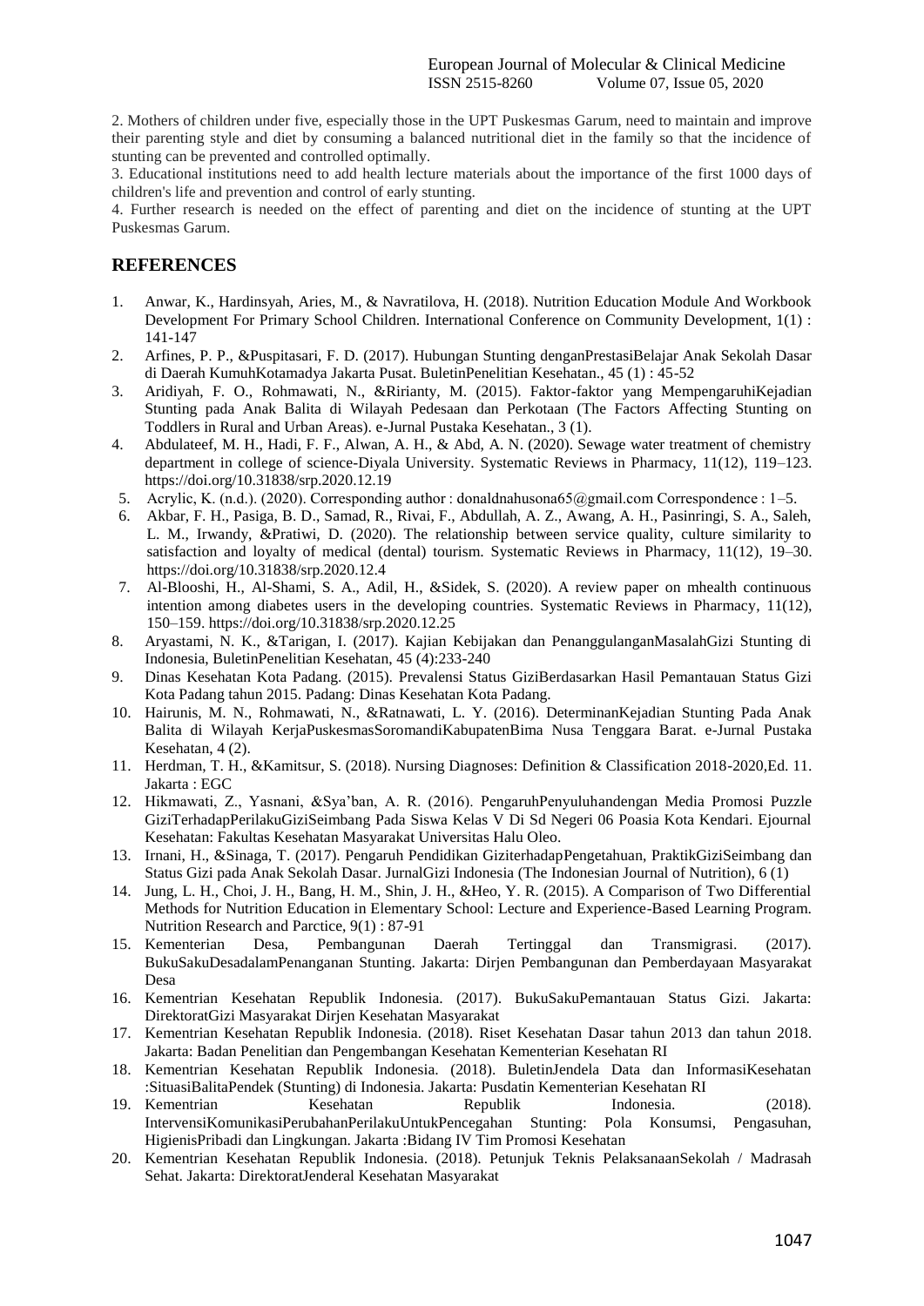2. Mothers of children under five, especially those in the UPT Puskesmas Garum, need to maintain and improve their parenting style and diet by consuming a balanced nutritional diet in the family so that the incidence of stunting can be prevented and controlled optimally.

3. Educational institutions need to add health lecture materials about the importance of the first 1000 days of children's life and prevention and control of early stunting.

4. Further research is needed on the effect of parenting and diet on the incidence of stunting at the UPT Puskesmas Garum.

## REFERENCES

1. Anwar, K., Hardinsyah, Aries, M., & Navratilova, H. (2018). Nutrition Education Module And Workbook Development For Primary School Children. International Conference on Community Development, 1(1) : 141-147
2. Arfines, P. P., &Puspitasari, F. D. (2017). Hubungan Stunting denganPrestasiBelajar Anak Sekolah Dasar di Daerah KumuhKotamadya Jakarta Pusat. BuletinPenelitian Kesehatan., 45 (1) : 45-52
3. Aridiyah, F. O., Rohmawati, N., &Ririanty, M. (2015). Faktor-faktor yang MempengaruhiKejadian Stunting pada Anak Balita di Wilayah Pedesaan dan Perkotaan (The Factors Affecting Stunting on Toddlers in Rural and Urban Areas). e-Jurnal Pustaka Kesehatan., 3 (1).
4. Abdulateef, M. H., Hadi, F. F., Alwan, A. H., & Abd, A. N. (2020). Sewage water treatment of chemistry department in college of science-Diyala University. Systematic Reviews in Pharmacy, 11(12), 119–123. https://doi.org/10.31838/srp.2020.12.19
5. Acrylic, K. (n.d.). (2020). Corresponding author : donaldnahusona65@gmail.com Correspondence : 1–5.
6. Akbar, F. H., Pasiga, B. D., Samad, R., Rivai, F., Abdullah, A. Z., Awang, A. H., Pasinringi, S. A., Saleh, L. M., Irwandy, &Pratiwi, D. (2020). The relationship between service quality, culture similarity to satisfaction and loyalty of medical (dental) tourism. Systematic Reviews in Pharmacy, 11(12), 19–30. https://doi.org/10.31838/srp.2020.12.4
7. Al-Blooshi, H., Al-Shami, S. A., Adil, H., &Sidek, S. (2020). A review paper on mhealth continuous intention among diabetes users in the developing countries. Systematic Reviews in Pharmacy, 11(12), 150–159. https://doi.org/10.31838/srp.2020.12.25
8. Aryastami, N. K., &Tarigan, I. (2017). Kajian Kebijakan dan PenanggulanganMasalahGizi Stunting di Indonesia, BuletinPenelitian Kesehatan, 45 (4):233-240
9. Dinas Kesehatan Kota Padang. (2015). Prevalensi Status GiziBerdasarkan Hasil Pemantauan Status Gizi Kota Padang tahun 2015. Padang: Dinas Kesehatan Kota Padang.
10. Hairunis, M. N., Rohmawati, N., &Ratnawati, L. Y. (2016). DeterminanKejadian Stunting Pada Anak Balita di Wilayah KerjaPuskesmasSoromandiKabupatenBima Nusa Tenggara Barat. e-Jurnal Pustaka Kesehatan, 4 (2).
11. Herdman, T. H., &Kamitsur, S. (2018). Nursing Diagnoses: Definition & Classification 2018-2020,Ed. 11. Jakarta : EGC
12. Hikmawati, Z., Yasnani, &Sya'ban, A. R. (2016). PengaruhPenyuluhandengan Media Promosi Puzzle GiziTerhadapPerilakuGiziSeimbang Pada Siswa Kelas V Di Sd Negeri 06 Poasia Kota Kendari. Ejournal Kesehatan: Fakultas Kesehatan Masyarakat Universitas Halu Oleo.
13. Irnani, H., &Sinaga, T. (2017). Pengaruh Pendidikan GiziterhadapPengetahuan, PraktikGiziSeimbang dan Status Gizi pada Anak Sekolah Dasar. JurnalGizi Indonesia (The Indonesian Journal of Nutrition), 6 (1)
14. Jung, L. H., Choi, J. H., Bang, H. M., Shin, J. H., &Heo, Y. R. (2015). A Comparison of Two Differential Methods for Nutrition Education in Elementary School: Lecture and Experience-Based Learning Program. Nutrition Research and Parctice, 9(1) : 87-91
15. Kementerian Desa, Pembangunan Daerah Tertinggal dan Transmigrasi. (2017). BukuSakuDesadalamPenanganan Stunting. Jakarta: Dirjen Pembangunan dan Pemberdayaan Masyarakat Desa
16. Kementrian Kesehatan Republik Indonesia. (2017). BukuSakuPemantauan Status Gizi. Jakarta: DirektoratGizi Masyarakat Dirjen Kesehatan Masyarakat
17. Kementrian Kesehatan Republik Indonesia. (2018). Riset Kesehatan Dasar tahun 2013 dan tahun 2018. Jakarta: Badan Penelitian dan Pengembangan Kesehatan Kementerian Kesehatan RI
18. Kementrian Kesehatan Republik Indonesia. (2018). BuletinJendela Data dan InformasiKesehatan :SituasiBalitaPendek (Stunting) di Indonesia. Jakarta: Pusdatin Kementerian Kesehatan RI
19. Kementrian Kesehatan Republik Indonesia. (2018). IntervensiKomunikasiPerubahanPerilakuUntukPencegahan Stunting: Pola Konsumsi, Pengasuhan, HigienisPribadi dan Lingkungan. Jakarta :Bidang IV Tim Promosi Kesehatan
20. Kementrian Kesehatan Republik Indonesia. (2018). Petunjuk Teknis PelaksanaanSekolah / Madrasah Sehat. Jakarta: DirektoratJenderal Kesehatan Masyarakat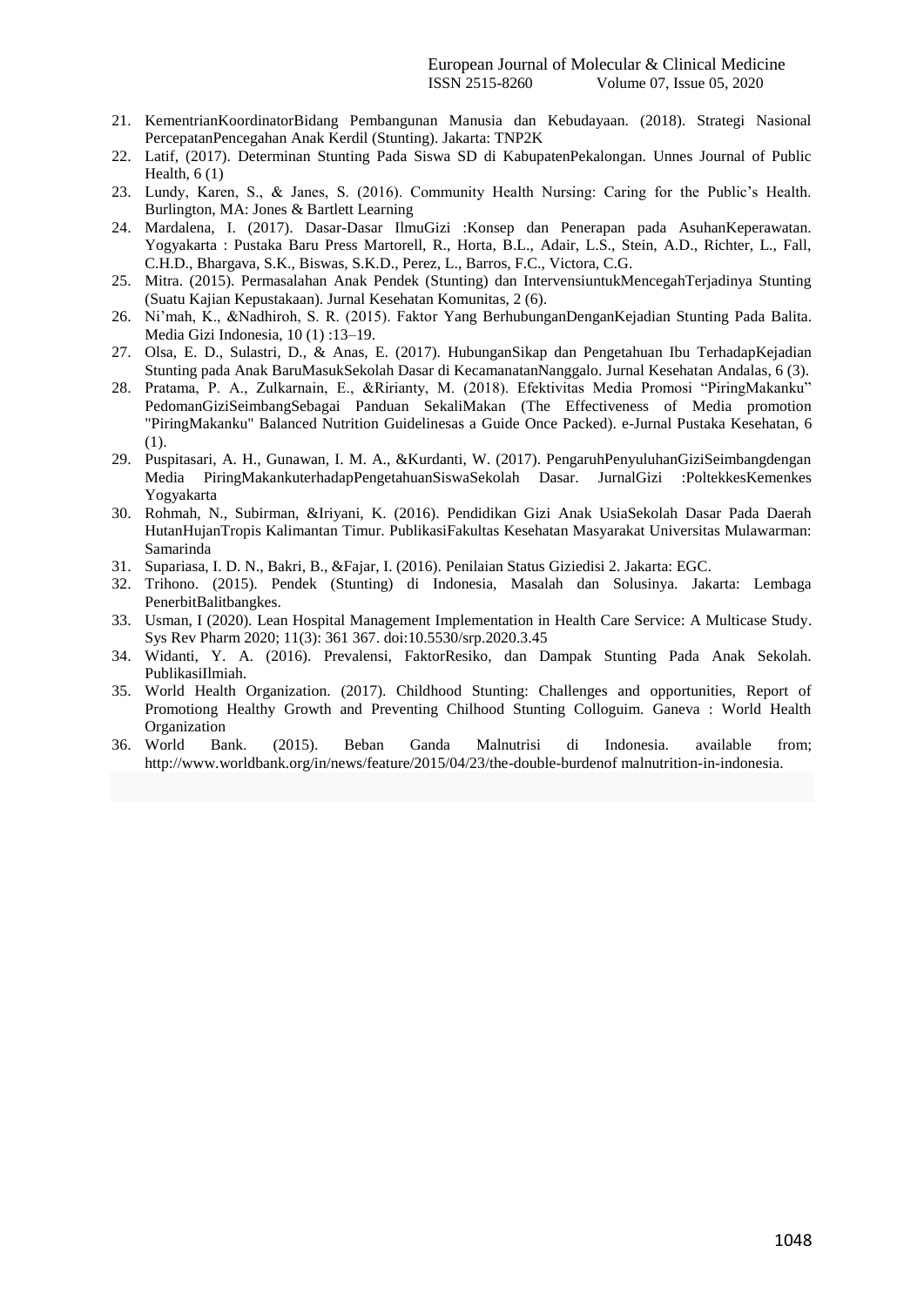21. KementrianKoordinatorBidang Pembangunan Manusia dan Kebudayaan. (2018). Strategi Nasional PercepatanPencegahan Anak Kerdil (Stunting). Jakarta: TNP2K
22. Latif, (2017). Determinan Stunting Pada Siswa SD di KabupatenPekalongan. Unnes Journal of Public Health, 6 (1)
23. Lundy, Karen, S., & Janes, S. (2016). Community Health Nursing: Caring for the Public's Health. Burlington, MA: Jones & Bartlett Learning
24. Mardalena, I. (2017). Dasar-Dasar IlmuGizi :Konsep dan Penerapan pada AsuhanKeperawatan. Yogyakarta : Pustaka Baru Press Martorell, R., Horta, B.L., Adair, L.S., Stein, A.D., Richter, L., Fall, C.H.D., Bhargava, S.K., Biswas, S.K.D., Perez, L., Barros, F.C., Victora, C.G.
25. Mitra. (2015). Permasalahan Anak Pendek (Stunting) dan IntervensiuntukMencegahTerjadinya Stunting (Suatu Kajian Kepustakaan). Jurnal Kesehatan Komunitas, 2 (6).
26. Ni'mah, K., &Nadhiroh, S. R. (2015). Faktor Yang BerhubunganDenganKejadian Stunting Pada Balita. Media Gizi Indonesia, 10 (1) :13–19.
27. Olsa, E. D., Sulastri, D., & Anas, E. (2017). HubunganSikap dan Pengetahuan Ibu TerhadapKejadian Stunting pada Anak BaruMasukSekolah Dasar di KecamanatanNanggalo. Jurnal Kesehatan Andalas, 6 (3).
28. Pratama, P. A., Zulkarnain, E., &Ririanty, M. (2018). Efektivitas Media Promosi "PiringMakanku" PedomanGiziSeimbangSebagai Panduan SekaliMakan (The Effectiveness of Media promotion "PiringMakanku" Balanced Nutrition Guidelinesas a Guide Once Packed). e-Jurnal Pustaka Kesehatan, 6 (1).
29. Puspitasari, A. H., Gunawan, I. M. A., &Kurdanti, W. (2017). PengaruhPenyuluhanGiziSeimbangdengan Media PiringMakankuterhadapPengetahuanSiswaSekolah Dasar. JurnalGizi :PoltekkesKemenkes Yogyakarta
30. Rohmah, N., Subirman, &Iriyani, K. (2016). Pendidikan Gizi Anak UsiaSekolah Dasar Pada Daerah HutanHujanTropis Kalimantan Timur. PublikasiFakultas Kesehatan Masyarakat Universitas Mulawarman: Samarinda
31. Supariasa, I. D. N., Bakri, B., &Fajar, I. (2016). Penilaian Status Giziedisi 2. Jakarta: EGC.
32. Trihono. (2015). Pendek (Stunting) di Indonesia, Masalah dan Solusinya. Jakarta: Lembaga PenerbitBalitbangkes.
33. Usman, I (2020). Lean Hospital Management Implementation in Health Care Service: A Multicase Study. Sys Rev Pharm 2020; 11(3): 361 367. doi:10.5530/srp.2020.3.45
34. Widanti, Y. A. (2016). Prevalensi, FaktorResiko, dan Dampak Stunting Pada Anak Sekolah. PublikasiIlmiah.
35. World Health Organization. (2017). Childhood Stunting: Challenges and opportunities, Report of Promotiong Healthy Growth and Preventing Chilhood Stunting Colloguim. Ganeva : World Health Organization
36. World Bank. (2015). Beban Ganda Malnutrisi di Indonesia. available from; http://www.worldbank.org/in/news/feature/2015/04/23/the-double-burdenof malnutrition-in-indonesia.